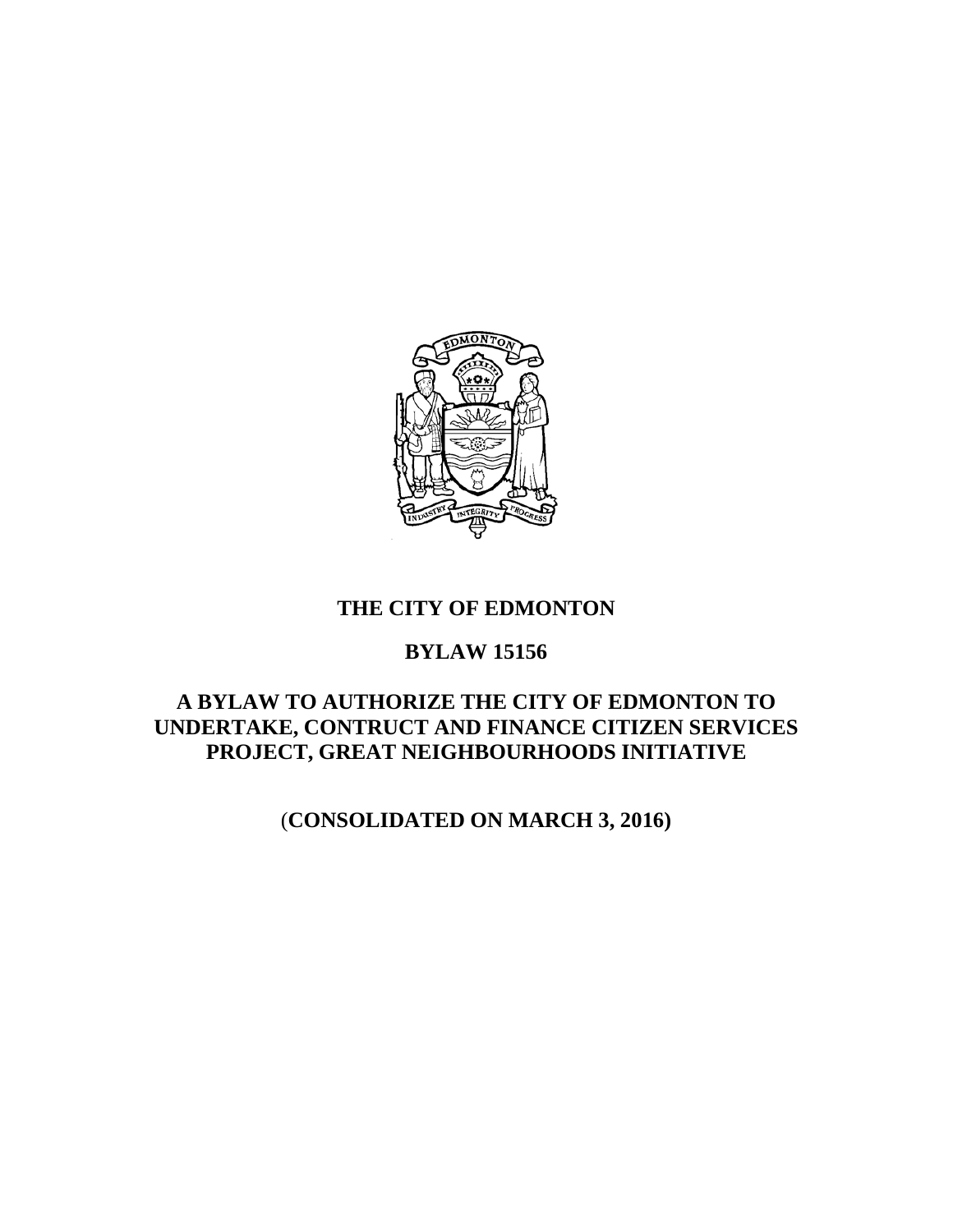# THE CITY OF EDMONTON

## BYLAW 15156

## A BYLAW TO AUTHORIZE THE CITY OF EDMONTON TO UNDERTAKE, CONTRUCT AND FINANCE CITIZEN SERVICES PROJECT, GREAT NEIGHBOURHOODS INITIATIVE

**(CONSOLIDATED ON MARCH 3, 2016)**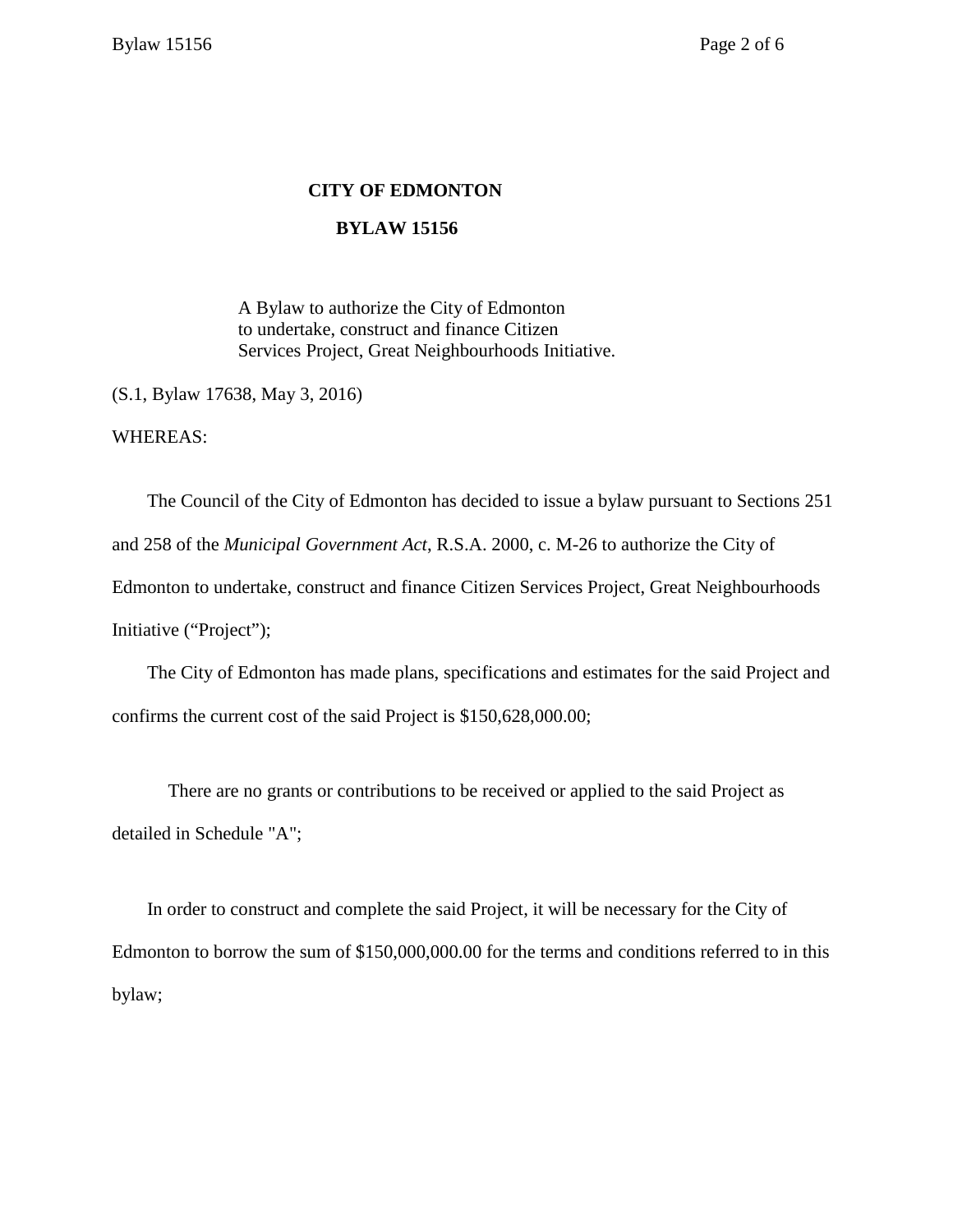**CITY OF EDMONTON**

**BYLAW 15156**

A Bylaw to authorize the City of Edmonton to undertake, construct and finance Citizen Services Project, Great Neighbourhoods Initiative.

(S.1, Bylaw 17638, May 3, 2016)

WHEREAS:

The Council of the City of Edmonton has decided to issue a bylaw pursuant to Sections 251 and 258 of the *Municipal Government Act*, R.S.A. 2000, c. M-26 to authorize the City of Edmonton to undertake, construct and finance Citizen Services Project, Great Neighbourhoods Initiative ("Project");

The City of Edmonton has made plans, specifications and estimates for the said Project and confirms the current cost of the said Project is $150,628,000.00;

There are no grants or contributions to be received or applied to the said Project as detailed in Schedule "A";

In order to construct and complete the said Project, it will be necessary for the City of Edmonton to borrow the sum of $150,000,000.00 for the terms and conditions referred to in this bylaw;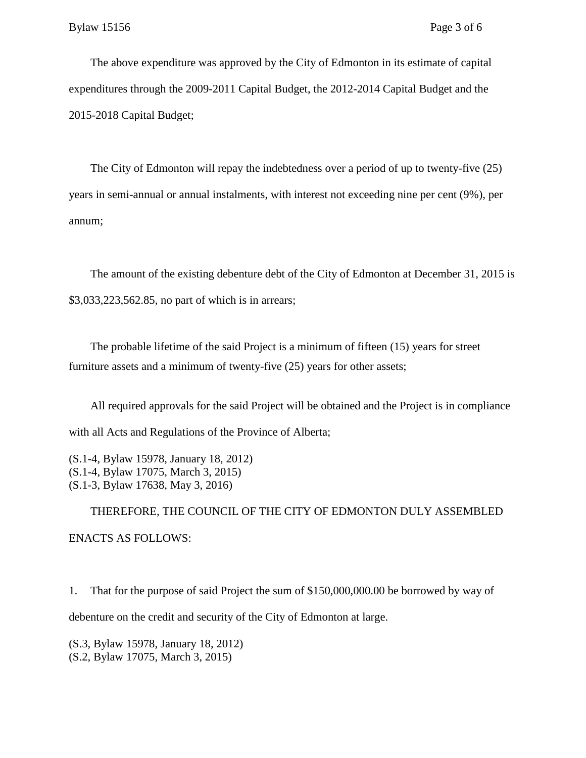The above expenditure was approved by the City of Edmonton in its estimate of capital expenditures through the 2009-2011 Capital Budget, the 2012-2014 Capital Budget and the 2015-2018 Capital Budget;

The City of Edmonton will repay the indebtedness over a period of up to twenty-five (25) years in semi-annual or annual instalments, with interest not exceeding nine per cent (9%), per annum;

The amount of the existing debenture debt of the City of Edmonton at December 31, 2015 is $3,033,223,562.85, no part of which is in arrears;

The probable lifetime of the said Project is a minimum of fifteen (15) years for street furniture assets and a minimum of twenty-five (25) years for other assets;

All required approvals for the said Project will be obtained and the Project is in compliance with all Acts and Regulations of the Province of Alberta;

(S.1-4, Bylaw 15978, January 18, 2012)
(S.1-4, Bylaw 17075, March 3, 2015)
(S.1-3, Bylaw 17638, May 3, 2016)

THEREFORE, THE COUNCIL OF THE CITY OF EDMONTON DULY ASSEMBLED ENACTS AS FOLLOWS:

1. That for the purpose of said Project the sum of $150,000,000.00 be borrowed by way of debenture on the credit and security of the City of Edmonton at large.

(S.3, Bylaw 15978, January 18, 2012)
(S.2, Bylaw 17075, March 3, 2015)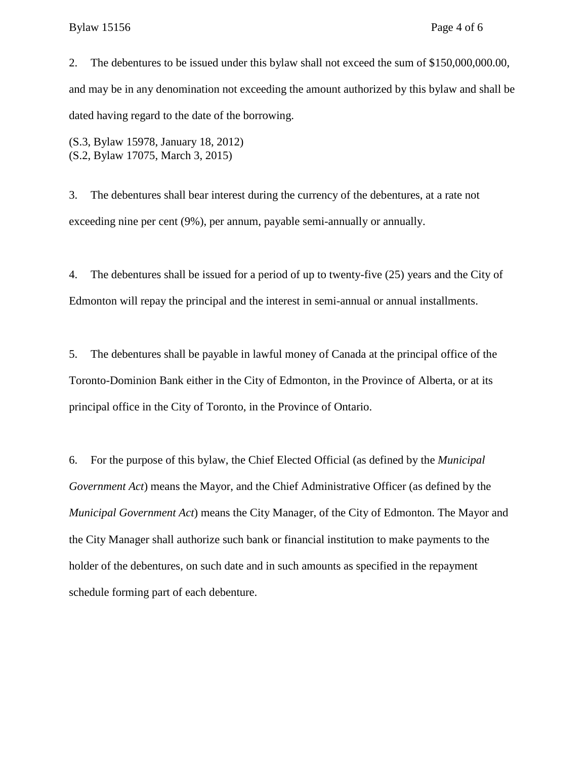2. The debentures to be issued under this bylaw shall not exceed the sum of $150,000,000.00, and may be in any denomination not exceeding the amount authorized by this bylaw and shall be dated having regard to the date of the borrowing.

(S.3, Bylaw 15978, January 18, 2012)
(S.2, Bylaw 17075, March 3, 2015)

3. The debentures shall bear interest during the currency of the debentures, at a rate not exceeding nine per cent (9%), per annum, payable semi-annually or annually.

4. The debentures shall be issued for a period of up to twenty-five (25) years and the City of Edmonton will repay the principal and the interest in semi-annual or annual installments.

5. The debentures shall be payable in lawful money of Canada at the principal office of the Toronto-Dominion Bank either in the City of Edmonton, in the Province of Alberta, or at its principal office in the City of Toronto, in the Province of Ontario.

6. For the purpose of this bylaw, the Chief Elected Official (as defined by the *Municipal Government Act*) means the Mayor, and the Chief Administrative Officer (as defined by the *Municipal Government Act*) means the City Manager, of the City of Edmonton. The Mayor and the City Manager shall authorize such bank or financial institution to make payments to the holder of the debentures, on such date and in such amounts as specified in the repayment schedule forming part of each debenture.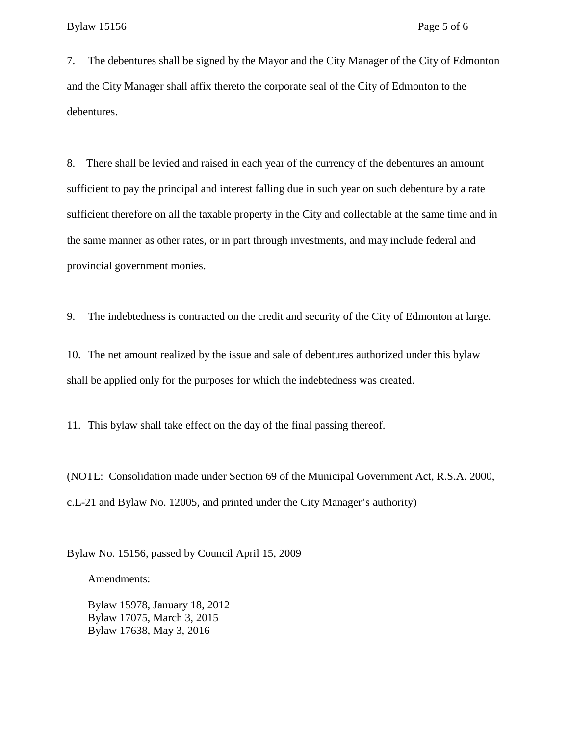7. The debentures shall be signed by the Mayor and the City Manager of the City of Edmonton and the City Manager shall affix thereto the corporate seal of the City of Edmonton to the debentures.

8. There shall be levied and raised in each year of the currency of the debentures an amount sufficient to pay the principal and interest falling due in such year on such debenture by a rate sufficient therefore on all the taxable property in the City and collectable at the same time and in the same manner as other rates, or in part through investments, and may include federal and provincial government monies.

9. The indebtedness is contracted on the credit and security of the City of Edmonton at large.

10. The net amount realized by the issue and sale of debentures authorized under this bylaw shall be applied only for the purposes for which the indebtedness was created.

11. This bylaw shall take effect on the day of the final passing thereof.

(NOTE: Consolidation made under Section 69 of the Municipal Government Act, R.S.A. 2000, c.L-21 and Bylaw No. 12005, and printed under the City Manager's authority)

Bylaw No. 15156, passed by Council April 15, 2009

Amendments:

Bylaw 15978, January 18, 2012
Bylaw 17075, March 3, 2015
Bylaw 17638, May 3, 2016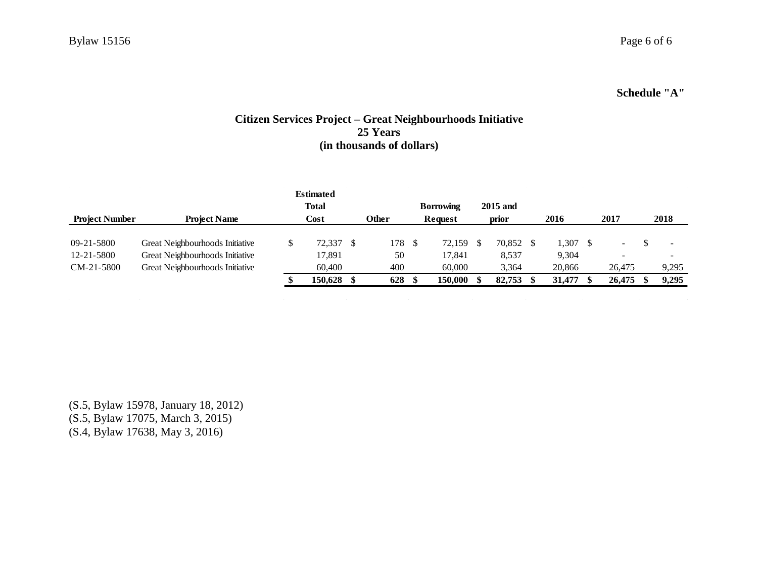**Schedule "A"**

**Citizen Services Project – Great Neighbourhoods Initiative**
**25 Years**
**(in thousands of dollars)**

| Project Number | Project Name | Estimated Total Cost | Other | Borrowing Request | 2015 and prior | 2016 | 2017 | 2018 |
|---|---|---|---|---|---|---|---|---|
| 09-21-5800 | Great Neighbourhoods Initiative | $ 72,337 | $ 178 | $ 72,159 | $ 70,852 | $ 1,307 | $ - | $ - |
| 12-21-5800 | Great Neighbourhoods Initiative | 17,891 | 50 | 17,841 | 8,537 | 9,304 | - | - |
| CM-21-5800 | Great Neighbourhoods Initiative | 60,400 | 400 | 60,000 | 3,364 | 20,866 | 26,475 | 9,295 |
| | | **$ 150,628** | **$ 628** | **$ 150,000** | **$ 82,753** | **$ 31,477** | **$ 26,475** | **$ 9,295** |

(S.5, Bylaw 15978, January 18, 2012)
(S.5, Bylaw 17075, March 3, 2015)
(S.4, Bylaw 17638, May 3, 2016)